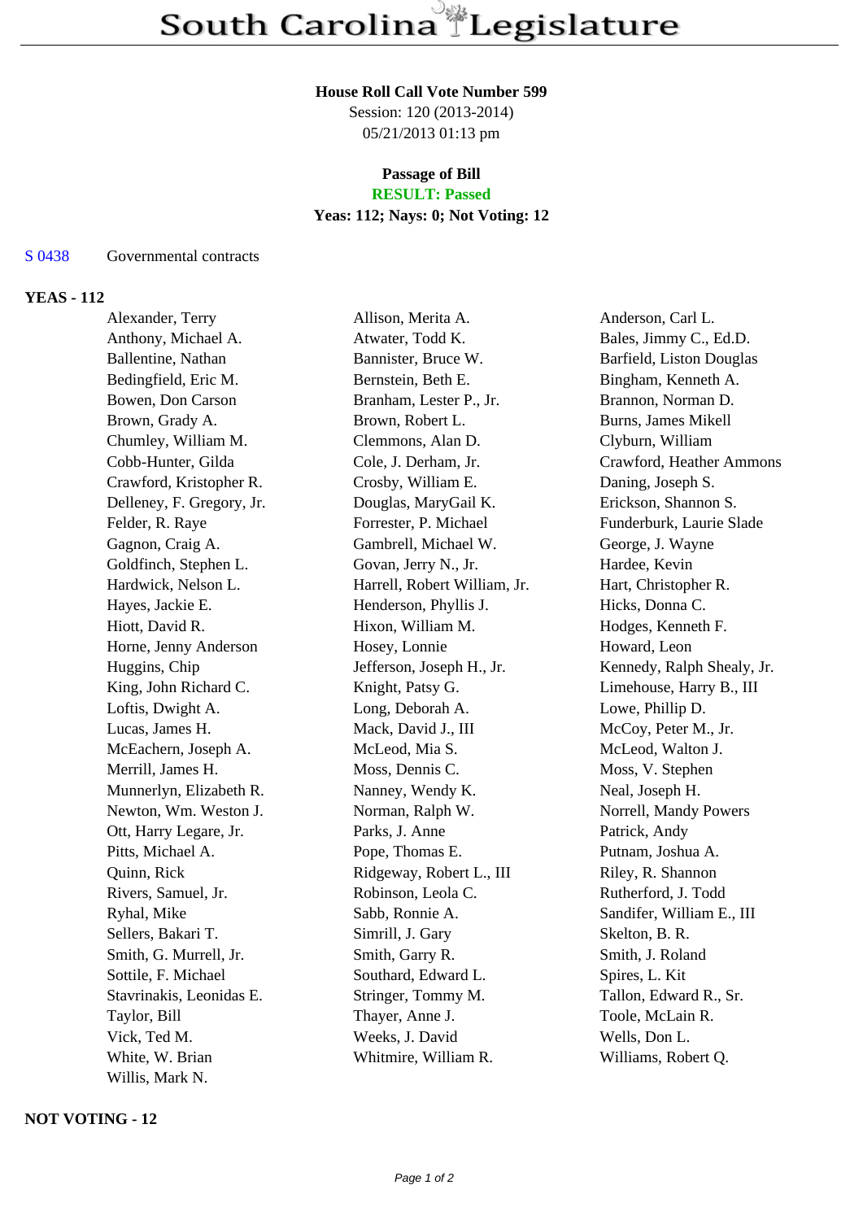# South Carolina Legislature

**House Roll Call Vote Number 599**
Session: 120 (2013-2014)
05/21/2013 01:13 pm

**Passage of Bill**
**RESULT: Passed**
**Yeas: 112; Nays: 0; Not Voting: 12**

S 0438 Governmental contracts

## YEAS - 112

| | | |
|---|---|---|
| Alexander, Terry | Allison, Merita A. | Anderson, Carl L. |
| Anthony, Michael A. | Atwater, Todd K. | Bales, Jimmy C., Ed.D. |
| Ballentine, Nathan | Bannister, Bruce W. | Barfield, Liston Douglas |
| Bedingfield, Eric M. | Bernstein, Beth E. | Bingham, Kenneth A. |
| Bowen, Don Carson | Branham, Lester P., Jr. | Brannon, Norman D. |
| Brown, Grady A. | Brown, Robert L. | Burns, James Mikell |
| Chumley, William M. | Clemmons, Alan D. | Clyburn, William |
| Cobb-Hunter, Gilda | Cole, J. Derham, Jr. | Crawford, Heather Ammons |
| Crawford, Kristopher R. | Crosby, William E. | Daning, Joseph S. |
| Delleney, F. Gregory, Jr. | Douglas, MaryGail K. | Erickson, Shannon S. |
| Felder, R. Raye | Forrester, P. Michael | Funderburk, Laurie Slade |
| Gagnon, Craig A. | Gambrell, Michael W. | George, J. Wayne |
| Goldfinch, Stephen L. | Govan, Jerry N., Jr. | Hardee, Kevin |
| Hardwick, Nelson L. | Harrell, Robert William, Jr. | Hart, Christopher R. |
| Hayes, Jackie E. | Henderson, Phyllis J. | Hicks, Donna C. |
| Hiott, David R. | Hixon, William M. | Hodges, Kenneth F. |
| Horne, Jenny Anderson | Hosey, Lonnie | Howard, Leon |
| Huggins, Chip | Jefferson, Joseph H., Jr. | Kennedy, Ralph Shealy, Jr. |
| King, John Richard C. | Knight, Patsy G. | Limehouse, Harry B., III |
| Loftis, Dwight A. | Long, Deborah A. | Lowe, Phillip D. |
| Lucas, James H. | Mack, David J., III | McCoy, Peter M., Jr. |
| McEachern, Joseph A. | McLeod, Mia S. | McLeod, Walton J. |
| Merrill, James H. | Moss, Dennis C. | Moss, V. Stephen |
| Munnerlyn, Elizabeth R. | Nanney, Wendy K. | Neal, Joseph H. |
| Newton, Wm. Weston J. | Norman, Ralph W. | Norrell, Mandy Powers |
| Ott, Harry Legare, Jr. | Parks, J. Anne | Patrick, Andy |
| Pitts, Michael A. | Pope, Thomas E. | Putnam, Joshua A. |
| Quinn, Rick | Ridgeway, Robert L., III | Riley, R. Shannon |
| Rivers, Samuel, Jr. | Robinson, Leola C. | Rutherford, J. Todd |
| Ryhal, Mike | Sabb, Ronnie A. | Sandifer, William E., III |
| Sellers, Bakari T. | Simrill, J. Gary | Skelton, B. R. |
| Smith, G. Murrell, Jr. | Smith, Garry R. | Smith, J. Roland |
| Sottile, F. Michael | Southard, Edward L. | Spires, L. Kit |
| Stavrinakis, Leonidas E. | Stringer, Tommy M. | Tallon, Edward R., Sr. |
| Taylor, Bill | Thayer, Anne J. | Toole, McLain R. |
| Vick, Ted M. | Weeks, J. David | Wells, Don L. |
| White, W. Brian | Whitmire, William R. | Williams, Robert Q. |
| Willis, Mark N. | | |

## NOT VOTING - 12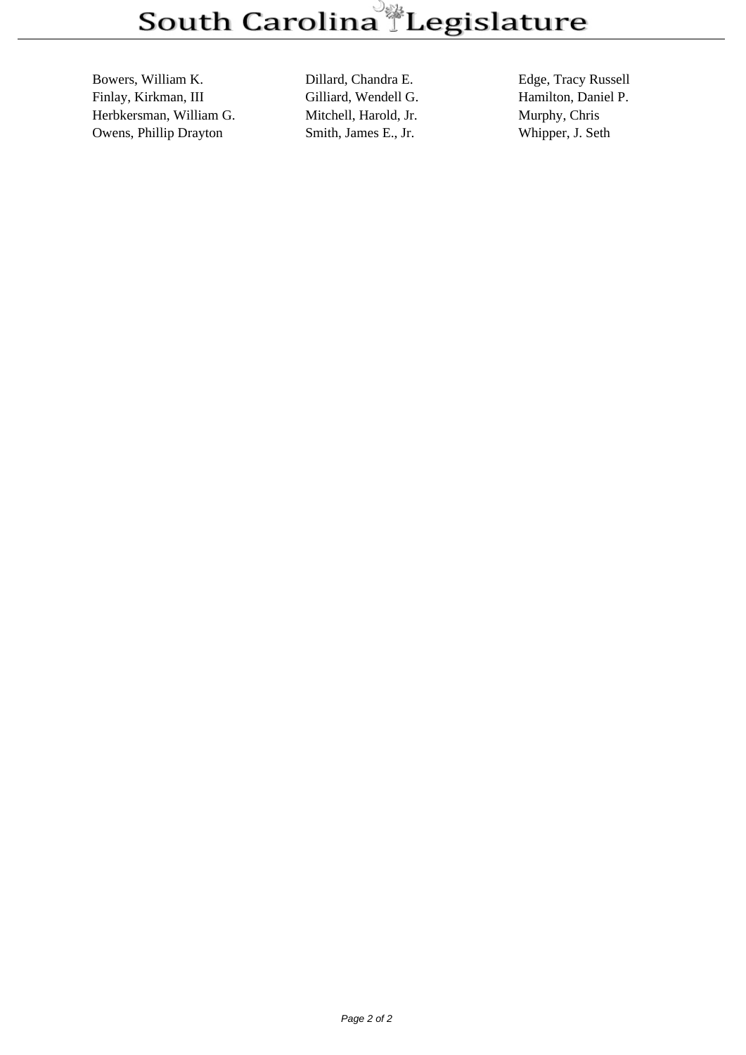Bowers, William K.
Dillard, Chandra E.
Edge, Tracy Russell
Finlay, Kirkman, III
Gilliard, Wendell G.
Hamilton, Daniel P.
Herbkersman, William G.
Mitchell, Harold, Jr.
Murphy, Chris
Owens, Phillip Drayton
Smith, James E., Jr.
Whipper, J. Seth